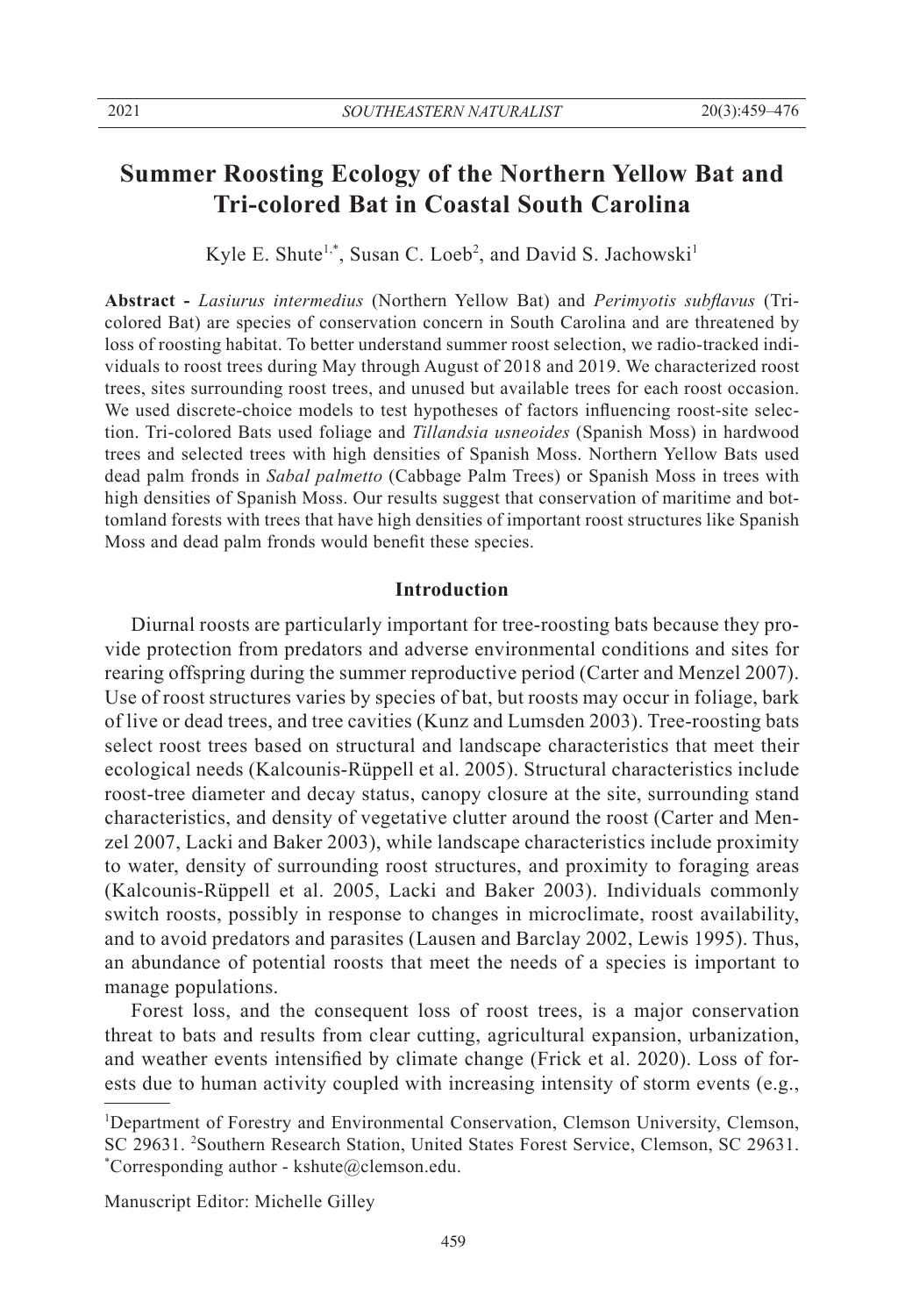# Summer Roosting Ecology of the Northern Yellow Bat and Tri-colored Bat in Coastal South Carolina

Kyle E. Shute[1,*], Susan C. Loeb[2], and David S. Jachowski[1]

**Abstract -** *Lasiurus intermedius* (Northern Yellow Bat) and *Perimyotis subflavus* (Tri-colored Bat) are species of conservation concern in South Carolina and are threatened by loss of roosting habitat. To better understand summer roost selection, we radio-tracked individuals to roost trees during May through August of 2018 and 2019. We characterized roost trees, sites surrounding roost trees, and unused but available trees for each roost occasion. We used discrete-choice models to test hypotheses of factors influencing roost-site selection. Tri-colored Bats used foliage and *Tillandsia usneoides* (Spanish Moss) in hardwood trees and selected trees with high densities of Spanish Moss. Northern Yellow Bats used dead palm fronds in *Sabal palmetto* (Cabbage Palm Trees) or Spanish Moss in trees with high densities of Spanish Moss. Our results suggest that conservation of maritime and bottomland forests with trees that have high densities of important roost structures like Spanish Moss and dead palm fronds would benefit these species.

## Introduction

Diurnal roosts are particularly important for tree-roosting bats because they provide protection from predators and adverse environmental conditions and sites for rearing offspring during the summer reproductive period (Carter and Menzel 2007). Use of roost structures varies by species of bat, but roosts may occur in foliage, bark of live or dead trees, and tree cavities (Kunz and Lumsden 2003). Tree-roosting bats select roost trees based on structural and landscape characteristics that meet their ecological needs (Kalcounis-Rüppell et al. 2005). Structural characteristics include roost-tree diameter and decay status, canopy closure at the site, surrounding stand characteristics, and density of vegetative clutter around the roost (Carter and Menzel 2007, Lacki and Baker 2003), while landscape characteristics include proximity to water, density of surrounding roost structures, and proximity to foraging areas (Kalcounis-Rüppell et al. 2005, Lacki and Baker 2003). Individuals commonly switch roosts, possibly in response to changes in microclimate, roost availability, and to avoid predators and parasites (Lausen and Barclay 2002, Lewis 1995). Thus, an abundance of potential roosts that meet the needs of a species is important to manage populations.

Forest loss, and the consequent loss of roost trees, is a major conservation threat to bats and results from clear cutting, agricultural expansion, urbanization, and weather events intensified by climate change (Frick et al. 2020). Loss of forests due to human activity coupled with increasing intensity of storm events (e.g.,

[1]Department of Forestry and Environmental Conservation, Clemson University, Clemson, SC 29631. [2]Southern Research Station, United States Forest Service, Clemson, SC 29631. [*]Corresponding author - kshute@clemson.edu.

Manuscript Editor: Michelle Gilley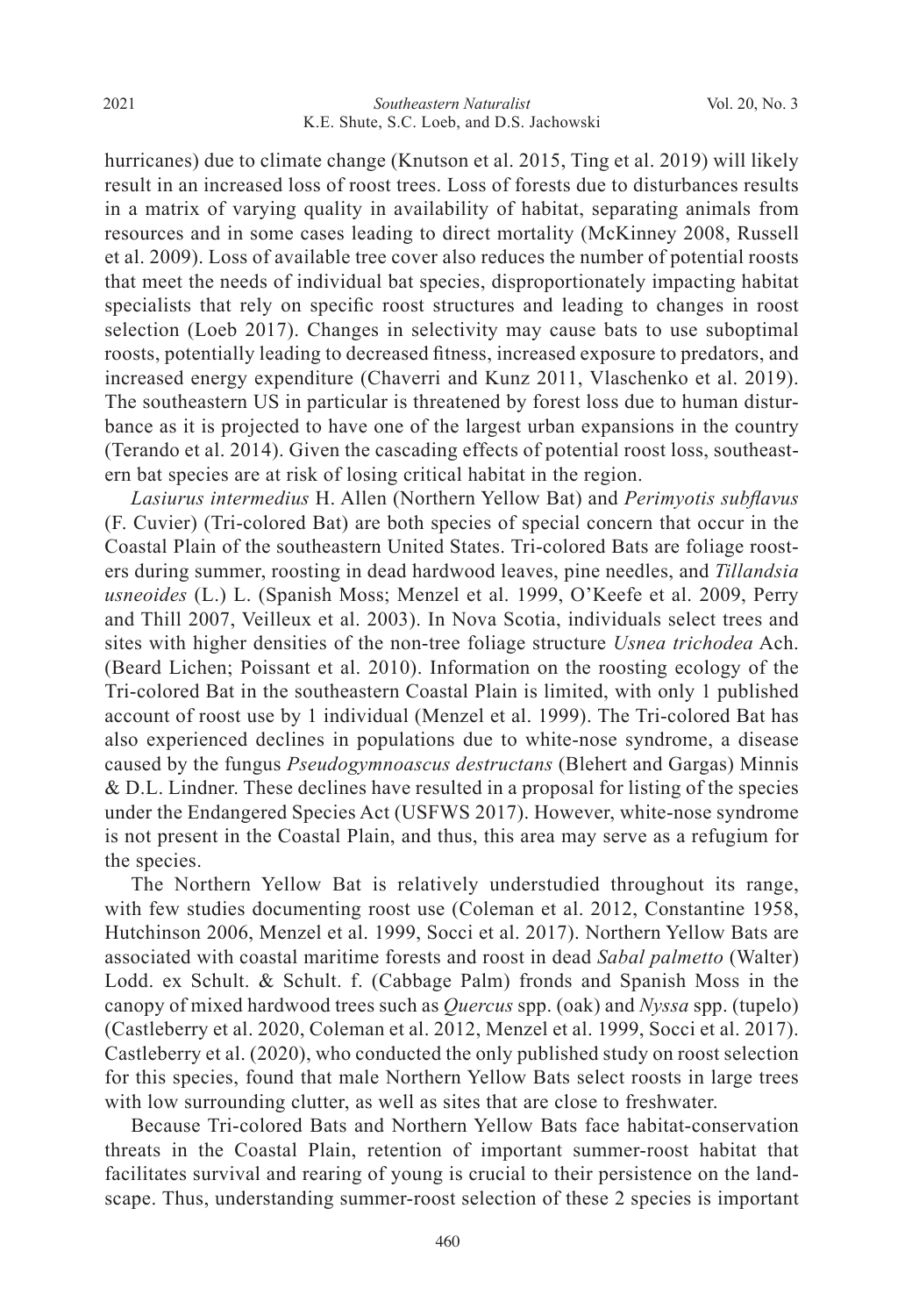hurricanes) due to climate change (Knutson et al. 2015, Ting et al. 2019) will likely result in an increased loss of roost trees. Loss of forests due to disturbances results in a matrix of varying quality in availability of habitat, separating animals from resources and in some cases leading to direct mortality (McKinney 2008, Russell et al. 2009). Loss of available tree cover also reduces the number of potential roosts that meet the needs of individual bat species, disproportionately impacting habitat specialists that rely on specific roost structures and leading to changes in roost selection (Loeb 2017). Changes in selectivity may cause bats to use suboptimal roosts, potentially leading to decreased fitness, increased exposure to predators, and increased energy expenditure (Chaverri and Kunz 2011, Vlaschenko et al. 2019). The southeastern US in particular is threatened by forest loss due to human disturbance as it is projected to have one of the largest urban expansions in the country (Terando et al. 2014). Given the cascading effects of potential roost loss, southeastern bat species are at risk of losing critical habitat in the region.

*Lasiurus intermedius* H. Allen (Northern Yellow Bat) and *Perimyotis subflavus* (F. Cuvier) (Tri-colored Bat) are both species of special concern that occur in the Coastal Plain of the southeastern United States. Tri-colored Bats are foliage roosters during summer, roosting in dead hardwood leaves, pine needles, and *Tillandsia usneoides* (L.) L. (Spanish Moss; Menzel et al. 1999, O'Keefe et al. 2009, Perry and Thill 2007, Veilleux et al. 2003). In Nova Scotia, individuals select trees and sites with higher densities of the non-tree foliage structure *Usnea trichodea* Ach. (Beard Lichen; Poissant et al. 2010). Information on the roosting ecology of the Tri-colored Bat in the southeastern Coastal Plain is limited, with only 1 published account of roost use by 1 individual (Menzel et al. 1999). The Tri-colored Bat has also experienced declines in populations due to white-nose syndrome, a disease caused by the fungus *Pseudogymnoascus destructans* (Blehert and Gargas) Minnis & D.L. Lindner. These declines have resulted in a proposal for listing of the species under the Endangered Species Act (USFWS 2017). However, white-nose syndrome is not present in the Coastal Plain, and thus, this area may serve as a refugium for the species.

The Northern Yellow Bat is relatively understudied throughout its range, with few studies documenting roost use (Coleman et al. 2012, Constantine 1958, Hutchinson 2006, Menzel et al. 1999, Socci et al. 2017). Northern Yellow Bats are associated with coastal maritime forests and roost in dead *Sabal palmetto* (Walter) Lodd. ex Schult. & Schult. f. (Cabbage Palm) fronds and Spanish Moss in the canopy of mixed hardwood trees such as *Quercus* spp. (oak) and *Nyssa* spp. (tupelo) (Castleberry et al. 2020, Coleman et al. 2012, Menzel et al. 1999, Socci et al. 2017). Castleberry et al. (2020), who conducted the only published study on roost selection for this species, found that male Northern Yellow Bats select roosts in large trees with low surrounding clutter, as well as sites that are close to freshwater.

Because Tri-colored Bats and Northern Yellow Bats face habitat-conservation threats in the Coastal Plain, retention of important summer-roost habitat that facilitates survival and rearing of young is crucial to their persistence on the landscape. Thus, understanding summer-roost selection of these 2 species is important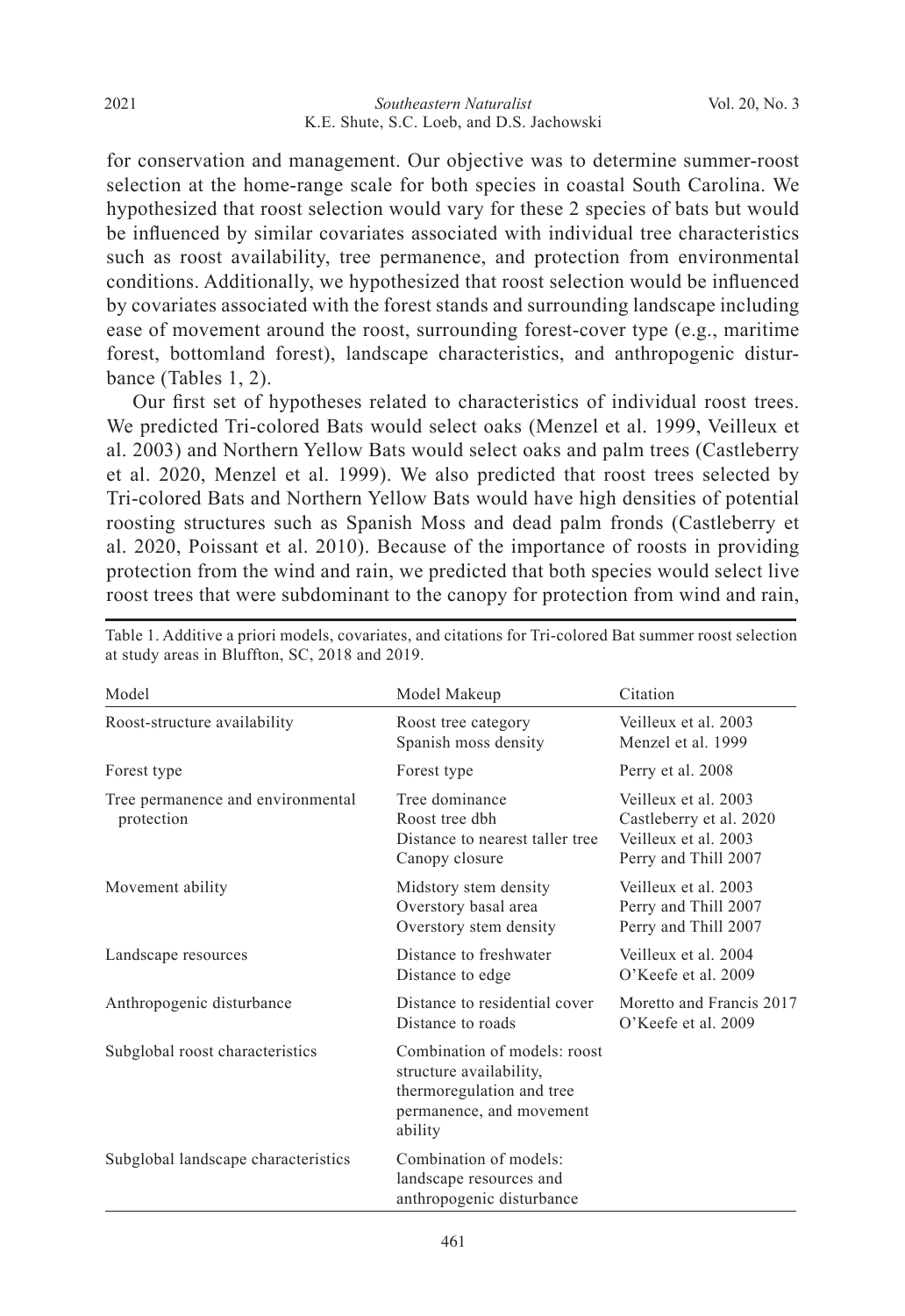for conservation and management. Our objective was to determine summer-roost selection at the home-range scale for both species in coastal South Carolina. We hypothesized that roost selection would vary for these 2 species of bats but would be influenced by similar covariates associated with individual tree characteristics such as roost availability, tree permanence, and protection from environmental conditions. Additionally, we hypothesized that roost selection would be influenced by covariates associated with the forest stands and surrounding landscape including ease of movement around the roost, surrounding forest-cover type (e.g., maritime forest, bottomland forest), landscape characteristics, and anthropogenic disturbance (Tables 1, 2).

Our first set of hypotheses related to characteristics of individual roost trees. We predicted Tri-colored Bats would select oaks (Menzel et al. 1999, Veilleux et al. 2003) and Northern Yellow Bats would select oaks and palm trees (Castleberry et al. 2020, Menzel et al. 1999). We also predicted that roost trees selected by Tri-colored Bats and Northern Yellow Bats would have high densities of potential roosting structures such as Spanish Moss and dead palm fronds (Castleberry et al. 2020, Poissant et al. 2010). Because of the importance of roosts in providing protection from the wind and rain, we predicted that both species would select live roost trees that were subdominant to the canopy for protection from wind and rain,

Table 1. Additive a priori models, covariates, and citations for Tri-colored Bat summer roost selection at study areas in Bluffton, SC, 2018 and 2019.

| Model | Model Makeup | Citation |
|---|---|---|
| Roost-structure availability | Roost tree category<br>Spanish moss density | Veilleux et al. 2003<br>Menzel et al. 1999 |
| Forest type | Forest type | Perry et al. 2008 |
| Tree permanence and environmental protection | Tree dominance<br>Roost tree dbh<br>Distance to nearest taller tree<br>Canopy closure | Veilleux et al. 2003<br>Castleberry et al. 2020<br>Veilleux et al. 2003<br>Perry and Thill 2007 |
| Movement ability | Midstory stem density<br>Overstory basal area<br>Overstory stem density | Veilleux et al. 2003<br>Perry and Thill 2007<br>Perry and Thill 2007 |
| Landscape resources | Distance to freshwater<br>Distance to edge | Veilleux et al. 2004<br>O'Keefe et al. 2009 |
| Anthropogenic disturbance | Distance to residential cover<br>Distance to roads | Moretto and Francis 2017<br>O'Keefe et al. 2009 |
| Subglobal roost characteristics | Combination of models: roost structure availability, thermoregulation and tree permanence, and movement ability | |
| Subglobal landscape characteristics | Combination of models: landscape resources and anthropogenic disturbance | |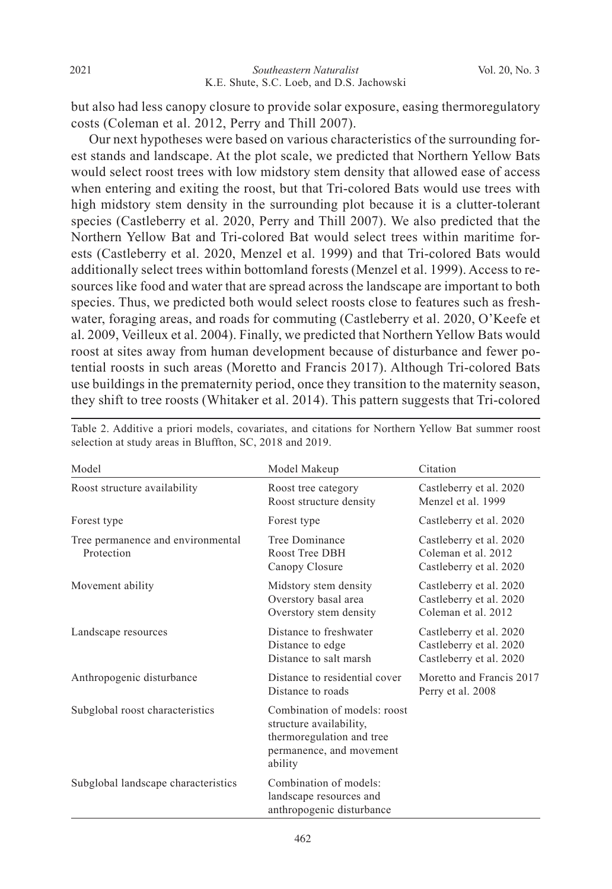but also had less canopy closure to provide solar exposure, easing thermoregulatory costs (Coleman et al. 2012, Perry and Thill 2007).

Our next hypotheses were based on various characteristics of the surrounding forest stands and landscape. At the plot scale, we predicted that Northern Yellow Bats would select roost trees with low midstory stem density that allowed ease of access when entering and exiting the roost, but that Tri-colored Bats would use trees with high midstory stem density in the surrounding plot because it is a clutter-tolerant species (Castleberry et al. 2020, Perry and Thill 2007). We also predicted that the Northern Yellow Bat and Tri-colored Bat would select trees within maritime forests (Castleberry et al. 2020, Menzel et al. 1999) and that Tri-colored Bats would additionally select trees within bottomland forests (Menzel et al. 1999). Access to resources like food and water that are spread across the landscape are important to both species. Thus, we predicted both would select roosts close to features such as freshwater, foraging areas, and roads for commuting (Castleberry et al. 2020, O'Keefe et al. 2009, Veilleux et al. 2004). Finally, we predicted that Northern Yellow Bats would roost at sites away from human development because of disturbance and fewer potential roosts in such areas (Moretto and Francis 2017). Although Tri-colored Bats use buildings in the prematernity period, once they transition to the maternity season, they shift to tree roosts (Whitaker et al. 2014). This pattern suggests that Tri-colored

Table 2. Additive a priori models, covariates, and citations for Northern Yellow Bat summer roost selection at study areas in Bluffton, SC, 2018 and 2019.

| Model | Model Makeup | Citation |
|---|---|---|
| Roost structure availability | Roost tree category<br>Roost structure density | Castleberry et al. 2020<br>Menzel et al. 1999 |
| Forest type | Forest type | Castleberry et al. 2020 |
| Tree permanence and environmental Protection | Tree Dominance<br>Roost Tree DBH<br>Canopy Closure | Castleberry et al. 2020<br>Coleman et al. 2012<br>Castleberry et al. 2020 |
| Movement ability | Midstory stem density<br>Overstory basal area<br>Overstory stem density | Castleberry et al. 2020<br>Castleberry et al. 2020<br>Coleman et al. 2012 |
| Landscape resources | Distance to freshwater<br>Distance to edge<br>Distance to salt marsh | Castleberry et al. 2020<br>Castleberry et al. 2020<br>Castleberry et al. 2020 |
| Anthropogenic disturbance | Distance to residential cover<br>Distance to roads | Moretto and Francis 2017<br>Perry et al. 2008 |
| Subglobal roost characteristics | Combination of models: roost structure availability, thermoregulation and tree permanence, and movement ability | |
| Subglobal landscape characteristics | Combination of models: landscape resources and anthropogenic disturbance | |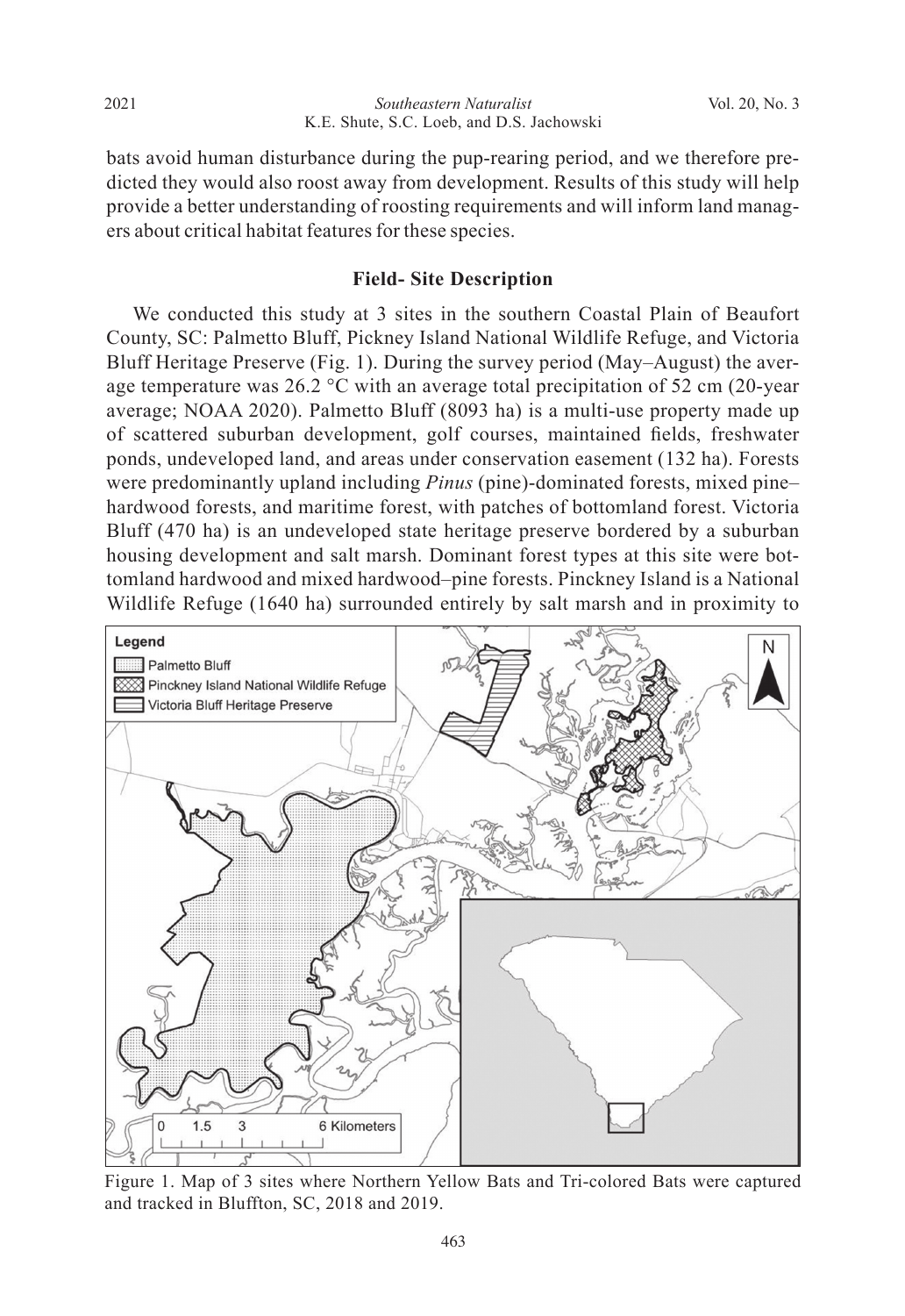bats avoid human disturbance during the pup-rearing period, and we therefore predicted they would also roost away from development. Results of this study will help provide a better understanding of roosting requirements and will inform land managers about critical habitat features for these species.

## Field- Site Description

We conducted this study at 3 sites in the southern Coastal Plain of Beaufort County, SC: Palmetto Bluff, Pickney Island National Wildlife Refuge, and Victoria Bluff Heritage Preserve (Fig. 1). During the survey period (May–August) the average temperature was 26.2 °C with an average total precipitation of 52 cm (20-year average; NOAA 2020). Palmetto Bluff (8093 ha) is a multi-use property made up of scattered suburban development, golf courses, maintained fields, freshwater ponds, undeveloped land, and areas under conservation easement (132 ha). Forests were predominantly upland including *Pinus* (pine)-dominated forests, mixed pine–hardwood forests, and maritime forest, with patches of bottomland forest. Victoria Bluff (470 ha) is an undeveloped state heritage preserve bordered by a suburban housing development and salt marsh. Dominant forest types at this site were bottomland hardwood and mixed hardwood–pine forests. Pinckney Island is a National Wildlife Refuge (1640 ha) surrounded entirely by salt marsh and in proximity to

Figure 1. Map of 3 sites where Northern Yellow Bats and Tri-colored Bats were captured and tracked in Bluffton, SC, 2018 and 2019.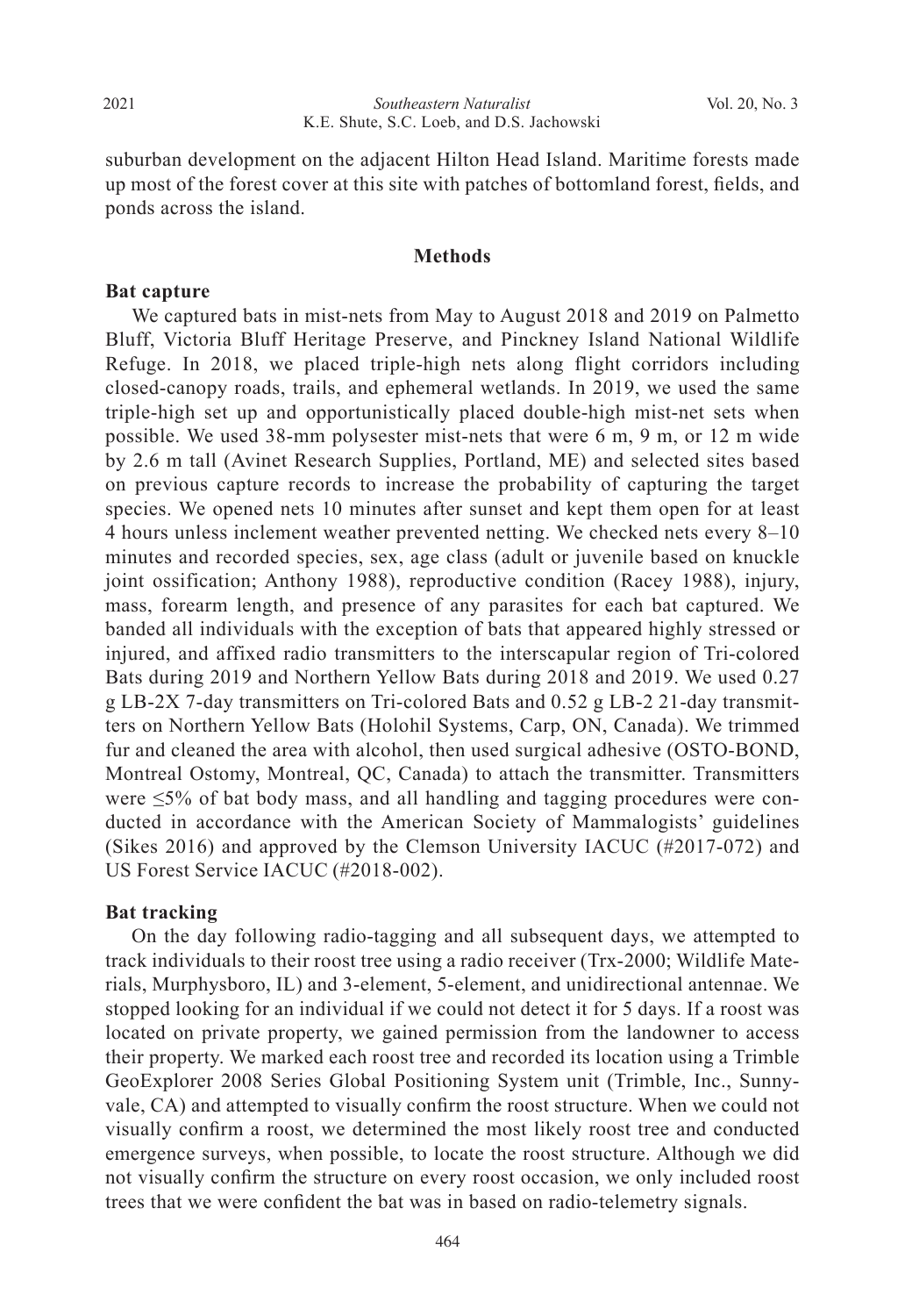suburban development on the adjacent Hilton Head Island. Maritime forests made up most of the forest cover at this site with patches of bottomland forest, fields, and ponds across the island.

## Methods

### Bat capture

We captured bats in mist-nets from May to August 2018 and 2019 on Palmetto Bluff, Victoria Bluff Heritage Preserve, and Pinckney Island National Wildlife Refuge. In 2018, we placed triple-high nets along flight corridors including closed-canopy roads, trails, and ephemeral wetlands. In 2019, we used the same triple-high set up and opportunistically placed double-high mist-net sets when possible. We used 38-mm polysester mist-nets that were 6 m, 9 m, or 12 m wide by 2.6 m tall (Avinet Research Supplies, Portland, ME) and selected sites based on previous capture records to increase the probability of capturing the target species. We opened nets 10 minutes after sunset and kept them open for at least 4 hours unless inclement weather prevented netting. We checked nets every 8–10 minutes and recorded species, sex, age class (adult or juvenile based on knuckle joint ossification; Anthony 1988), reproductive condition (Racey 1988), injury, mass, forearm length, and presence of any parasites for each bat captured. We banded all individuals with the exception of bats that appeared highly stressed or injured, and affixed radio transmitters to the interscapular region of Tri-colored Bats during 2019 and Northern Yellow Bats during 2018 and 2019. We used 0.27 g LB-2X 7-day transmitters on Tri-colored Bats and 0.52 g LB-2 21-day transmitters on Northern Yellow Bats (Holohil Systems, Carp, ON, Canada). We trimmed fur and cleaned the area with alcohol, then used surgical adhesive (OSTO-BOND, Montreal Ostomy, Montreal, QC, Canada) to attach the transmitter. Transmitters were ≤5% of bat body mass, and all handling and tagging procedures were conducted in accordance with the American Society of Mammalogists' guidelines (Sikes 2016) and approved by the Clemson University IACUC (#2017-072) and US Forest Service IACUC (#2018-002).

### Bat tracking

On the day following radio-tagging and all subsequent days, we attempted to track individuals to their roost tree using a radio receiver (Trx-2000; Wildlife Materials, Murphysboro, IL) and 3-element, 5-element, and unidirectional antennae. We stopped looking for an individual if we could not detect it for 5 days. If a roost was located on private property, we gained permission from the landowner to access their property. We marked each roost tree and recorded its location using a Trimble GeoExplorer 2008 Series Global Positioning System unit (Trimble, Inc., Sunnyvale, CA) and attempted to visually confirm the roost structure. When we could not visually confirm a roost, we determined the most likely roost tree and conducted emergence surveys, when possible, to locate the roost structure. Although we did not visually confirm the structure on every roost occasion, we only included roost trees that we were confident the bat was in based on radio-telemetry signals.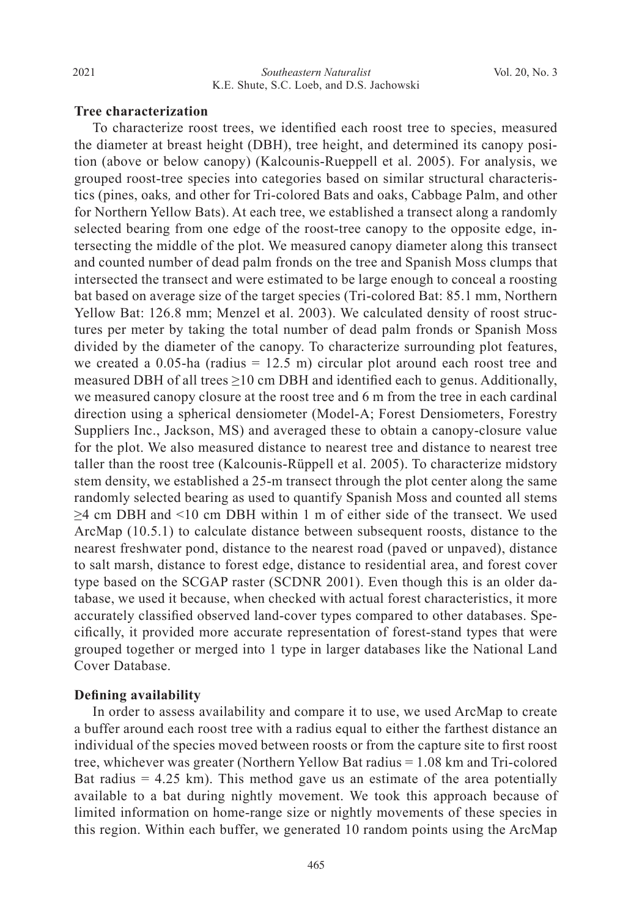### Tree characterization

To characterize roost trees, we identified each roost tree to species, measured the diameter at breast height (DBH), tree height, and determined its canopy position (above or below canopy) (Kalcounis-Rueppell et al. 2005). For analysis, we grouped roost-tree species into categories based on similar structural characteristics (pines, oaks, and other for Tri-colored Bats and oaks, Cabbage Palm, and other for Northern Yellow Bats). At each tree, we established a transect along a randomly selected bearing from one edge of the roost-tree canopy to the opposite edge, intersecting the middle of the plot. We measured canopy diameter along this transect and counted number of dead palm fronds on the tree and Spanish Moss clumps that intersected the transect and were estimated to be large enough to conceal a roosting bat based on average size of the target species (Tri-colored Bat: 85.1 mm, Northern Yellow Bat: 126.8 mm; Menzel et al. 2003). We calculated density of roost structures per meter by taking the total number of dead palm fronds or Spanish Moss divided by the diameter of the canopy. To characterize surrounding plot features, we created a 0.05-ha (radius = 12.5 m) circular plot around each roost tree and measured DBH of all trees ≥10 cm DBH and identified each to genus. Additionally, we measured canopy closure at the roost tree and 6 m from the tree in each cardinal direction using a spherical densiometer (Model-A; Forest Densiometers, Forestry Suppliers Inc., Jackson, MS) and averaged these to obtain a canopy-closure value for the plot. We also measured distance to nearest tree and distance to nearest tree taller than the roost tree (Kalcounis-Rüppell et al. 2005). To characterize midstory stem density, we established a 25-m transect through the plot center along the same randomly selected bearing as used to quantify Spanish Moss and counted all stems ≥4 cm DBH and <10 cm DBH within 1 m of either side of the transect. We used ArcMap (10.5.1) to calculate distance between subsequent roosts, distance to the nearest freshwater pond, distance to the nearest road (paved or unpaved), distance to salt marsh, distance to forest edge, distance to residential area, and forest cover type based on the SCGAP raster (SCDNR 2001). Even though this is an older database, we used it because, when checked with actual forest characteristics, it more accurately classified observed land-cover types compared to other databases. Specifically, it provided more accurate representation of forest-stand types that were grouped together or merged into 1 type in larger databases like the National Land Cover Database.

### Defining availability

In order to assess availability and compare it to use, we used ArcMap to create a buffer around each roost tree with a radius equal to either the farthest distance an individual of the species moved between roosts or from the capture site to first roost tree, whichever was greater (Northern Yellow Bat radius = 1.08 km and Tri-colored Bat radius = 4.25 km). This method gave us an estimate of the area potentially available to a bat during nightly movement. We took this approach because of limited information on home-range size or nightly movements of these species in this region. Within each buffer, we generated 10 random points using the ArcMap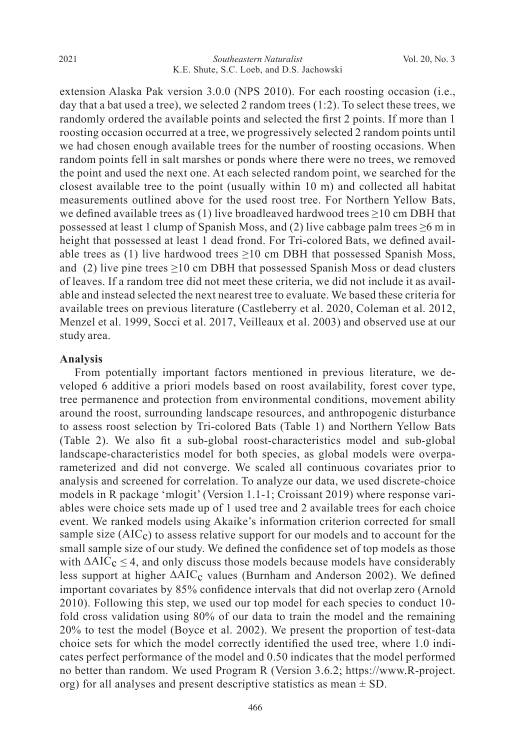extension Alaska Pak version 3.0.0 (NPS 2010). For each roosting occasion (i.e., day that a bat used a tree), we selected 2 random trees (1:2). To select these trees, we randomly ordered the available points and selected the first 2 points. If more than 1 roosting occasion occurred at a tree, we progressively selected 2 random points until we had chosen enough available trees for the number of roosting occasions. When random points fell in salt marshes or ponds where there were no trees, we removed the point and used the next one. At each selected random point, we searched for the closest available tree to the point (usually within 10 m) and collected all habitat measurements outlined above for the used roost tree. For Northern Yellow Bats, we defined available trees as (1) live broadleaved hardwood trees ≥10 cm DBH that possessed at least 1 clump of Spanish Moss, and (2) live cabbage palm trees ≥6 m in height that possessed at least 1 dead frond. For Tri-colored Bats, we defined available trees as (1) live hardwood trees ≥10 cm DBH that possessed Spanish Moss, and (2) live pine trees ≥10 cm DBH that possessed Spanish Moss or dead clusters of leaves. If a random tree did not meet these criteria, we did not include it as available and instead selected the next nearest tree to evaluate. We based these criteria for available trees on previous literature (Castleberry et al. 2020, Coleman et al. 2012, Menzel et al. 1999, Socci et al. 2017, Veilleaux et al. 2003) and observed use at our study area.

**Analysis**

From potentially important factors mentioned in previous literature, we developed 6 additive a priori models based on roost availability, forest cover type, tree permanence and protection from environmental conditions, movement ability around the roost, surrounding landscape resources, and anthropogenic disturbance to assess roost selection by Tri-colored Bats (Table 1) and Northern Yellow Bats (Table 2). We also fit a sub-global roost-characteristics model and sub-global landscape-characteristics model for both species, as global models were overparameterized and did not converge. We scaled all continuous covariates prior to analysis and screened for correlation. To analyze our data, we used discrete-choice models in R package 'mlogit' (Version 1.1-1; Croissant 2019) where response variables were choice sets made up of 1 used tree and 2 available trees for each choice event. We ranked models using Akaike's information criterion corrected for small sample size ($AIC_c$) to assess relative support for our models and to account for the small sample size of our study. We defined the confidence set of top models as those with $\Delta AIC_c \leq 4$, and only discuss those models because models have considerably less support at higher $\Delta AIC_c$ values (Burnham and Anderson 2002). We defined important covariates by 85% confidence intervals that did not overlap zero (Arnold 2010). Following this step, we used our top model for each species to conduct 10-fold cross validation using 80% of our data to train the model and the remaining 20% to test the model (Boyce et al. 2002). We present the proportion of test-data choice sets for which the model correctly identified the used tree, where 1.0 indicates perfect performance of the model and 0.50 indicates that the model performed no better than random. We used Program R (Version 3.6.2; https://www.R-project.org) for all analyses and present descriptive statistics as mean ± SD.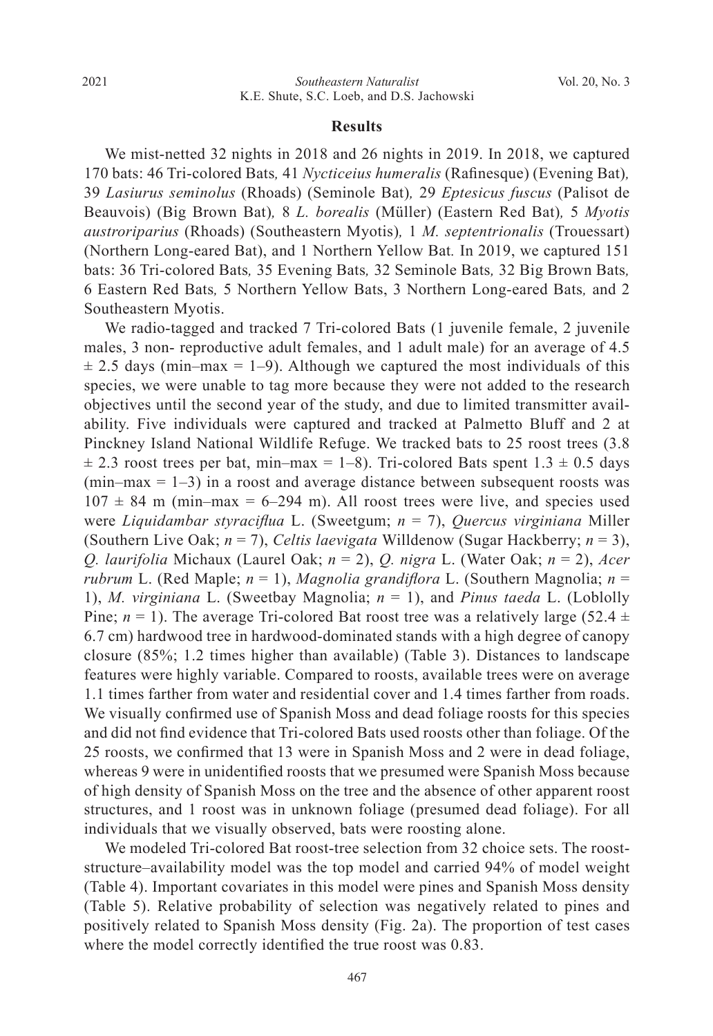## Results

We mist-netted 32 nights in 2018 and 26 nights in 2019. In 2018, we captured 170 bats: 46 Tri-colored Bats, 41 *Nycticeius humeralis* (Rafinesque) (Evening Bat), 39 *Lasiurus seminolus* (Rhoads) (Seminole Bat), 29 *Eptesicus fuscus* (Palisot de Beauvois) (Big Brown Bat), 8 *L. borealis* (Müller) (Eastern Red Bat), 5 *Myotis austroriparius* (Rhoads) (Southeastern Myotis), 1 *M. septentrionalis* (Trouessart) (Northern Long-eared Bat), and 1 Northern Yellow Bat. In 2019, we captured 151 bats: 36 Tri-colored Bats, 35 Evening Bats, 32 Seminole Bats, 32 Big Brown Bats, 6 Eastern Red Bats, 5 Northern Yellow Bats, 3 Northern Long-eared Bats, and 2 Southeastern Myotis.

We radio-tagged and tracked 7 Tri-colored Bats (1 juvenile female, 2 juvenile males, 3 non- reproductive adult females, and 1 adult male) for an average of 4.5 ± 2.5 days (min–max = 1–9). Although we captured the most individuals of this species, we were unable to tag more because they were not added to the research objectives until the second year of the study, and due to limited transmitter availability. Five individuals were captured and tracked at Palmetto Bluff and 2 at Pinckney Island National Wildlife Refuge. We tracked bats to 25 roost trees (3.8 ± 2.3 roost trees per bat, min–max = 1–8). Tri-colored Bats spent 1.3 ± 0.5 days (min–max = 1–3) in a roost and average distance between subsequent roosts was 107 ± 84 m (min–max = 6–294 m). All roost trees were live, and species used were *Liquidambar styraciflua* L. (Sweetgum; *n* = 7), *Quercus virginiana* Miller (Southern Live Oak; *n* = 7), *Celtis laevigata* Willdenow (Sugar Hackberry; *n* = 3), *Q. laurifolia* Michaux (Laurel Oak; *n* = 2), *Q. nigra* L. (Water Oak; *n* = 2), *Acer rubrum* L. (Red Maple; *n* = 1), *Magnolia grandiflora* L. (Southern Magnolia; *n* = 1), *M. virginiana* L. (Sweetbay Magnolia; *n* = 1), and *Pinus taeda* L. (Loblolly Pine; *n* = 1). The average Tri-colored Bat roost tree was a relatively large (52.4 ± 6.7 cm) hardwood tree in hardwood-dominated stands with a high degree of canopy closure (85%; 1.2 times higher than available) (Table 3). Distances to landscape features were highly variable. Compared to roosts, available trees were on average 1.1 times farther from water and residential cover and 1.4 times farther from roads. We visually confirmed use of Spanish Moss and dead foliage roosts for this species and did not find evidence that Tri-colored Bats used roosts other than foliage. Of the 25 roosts, we confirmed that 13 were in Spanish Moss and 2 were in dead foliage, whereas 9 were in unidentified roosts that we presumed were Spanish Moss because of high density of Spanish Moss on the tree and the absence of other apparent roost structures, and 1 roost was in unknown foliage (presumed dead foliage). For all individuals that we visually observed, bats were roosting alone.

We modeled Tri-colored Bat roost-tree selection from 32 choice sets. The roost-structure–availability model was the top model and carried 94% of model weight (Table 4). Important covariates in this model were pines and Spanish Moss density (Table 5). Relative probability of selection was negatively related to pines and positively related to Spanish Moss density (Fig. 2a). The proportion of test cases where the model correctly identified the true roost was 0.83.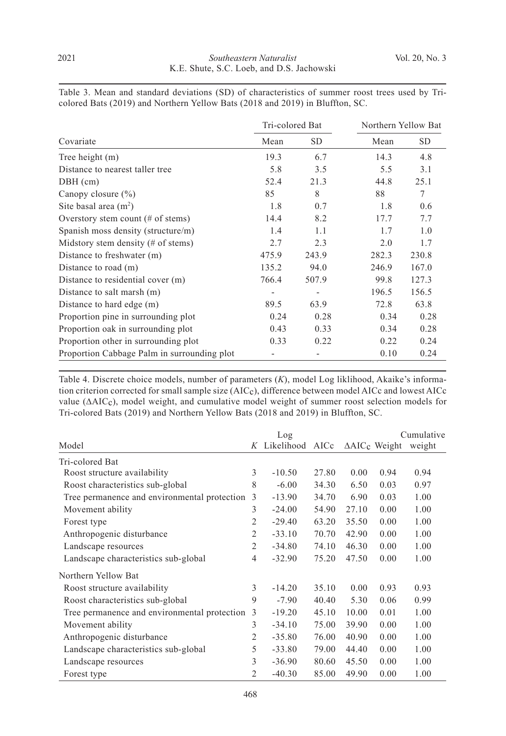Table 3. Mean and standard deviations (SD) of characteristics of summer roost trees used by Tri-colored Bats (2019) and Northern Yellow Bats (2018 and 2019) in Bluffton, SC.

| Covariate | Tri-colored Bat | | Northern Yellow Bat | |
|---|---|---|---|---|
| | Mean | SD | Mean | SD |
| Tree height (m) | 19.3 | 6.7 | 14.3 | 4.8 |
| Distance to nearest taller tree | 5.8 | 3.5 | 5.5 | 3.1 |
| DBH (cm) | 52.4 | 21.3 | 44.8 | 25.1 |
| Canopy closure (%) | 85 | 8 | 88 | 7 |
| Site basal area ($m^2$) | 1.8 | 0.7 | 1.8 | 0.6 |
| Overstory stem count (# of stems) | 14.4 | 8.2 | 17.7 | 7.7 |
| Spanish moss density (structure/m) | 1.4 | 1.1 | 1.7 | 1.0 |
| Midstory stem density (# of stems) | 2.7 | 2.3 | 2.0 | 1.7 |
| Distance to freshwater (m) | 475.9 | 243.9 | 282.3 | 230.8 |
| Distance to road (m) | 135.2 | 94.0 | 246.9 | 167.0 |
| Distance to residential cover (m) | 766.4 | 507.9 | 99.8 | 127.3 |
| Distance to salt marsh (m) | - | - | 196.5 | 156.5 |
| Distance to hard edge (m) | 89.5 | 63.9 | 72.8 | 63.8 |
| Proportion pine in surrounding plot | 0.24 | 0.28 | 0.34 | 0.28 |
| Proportion oak in surrounding plot | 0.43 | 0.33 | 0.34 | 0.28 |
| Proportion other in surrounding plot | 0.33 | 0.22 | 0.22 | 0.24 |
| Proportion Cabbage Palm in surrounding plot | - | - | 0.10 | 0.24 |

Table 4. Discrete choice models, number of parameters (*K*), model Log liklihood, Akaike's information criterion corrected for small sample size ($AIC_C$), difference between model AICc and lowest AICc value ($\Delta AIC_C$), model weight, and cumulative model weight of summer roost selection models for Tri-colored Bats (2019) and Northern Yellow Bats (2018 and 2019) in Bluffton, SC.

| Model | *K* | Log Likelihood | AICc | $\Delta AIC_C$ | Weight | Cumulative weight |
|---|---|---|---|---|---|---|
| Tri-colored Bat | | | | | | |
| Roost structure availability | 3 | -10.50 | 27.80 | 0.00 | 0.94 | 0.94 |
| Roost characteristics sub-global | 8 | -6.00 | 34.30 | 6.50 | 0.03 | 0.97 |
| Tree permanence and environmental protection | 3 | -13.90 | 34.70 | 6.90 | 0.03 | 1.00 |
| Movement ability | 3 | -24.00 | 54.90 | 27.10 | 0.00 | 1.00 |
| Forest type | 2 | -29.40 | 63.20 | 35.50 | 0.00 | 1.00 |
| Anthropogenic disturbance | 2 | -33.10 | 70.70 | 42.90 | 0.00 | 1.00 |
| Landscape resources | 2 | -34.80 | 74.10 | 46.30 | 0.00 | 1.00 |
| Landscape characteristics sub-global | 4 | -32.90 | 75.20 | 47.50 | 0.00 | 1.00 |
| Northern Yellow Bat | | | | | | |
| Roost structure availability | 3 | -14.20 | 35.10 | 0.00 | 0.93 | 0.93 |
| Roost characteristics sub-global | 9 | -7.90 | 40.40 | 5.30 | 0.06 | 0.99 |
| Tree permanence and environmental protection | 3 | -19.20 | 45.10 | 10.00 | 0.01 | 1.00 |
| Movement ability | 3 | -34.10 | 75.00 | 39.90 | 0.00 | 1.00 |
| Anthropogenic disturbance | 2 | -35.80 | 76.00 | 40.90 | 0.00 | 1.00 |
| Landscape characteristics sub-global | 5 | -33.80 | 79.00 | 44.40 | 0.00 | 1.00 |
| Landscape resources | 3 | -36.90 | 80.60 | 45.50 | 0.00 | 1.00 |
| Forest type | 2 | -40.30 | 85.00 | 49.90 | 0.00 | 1.00 |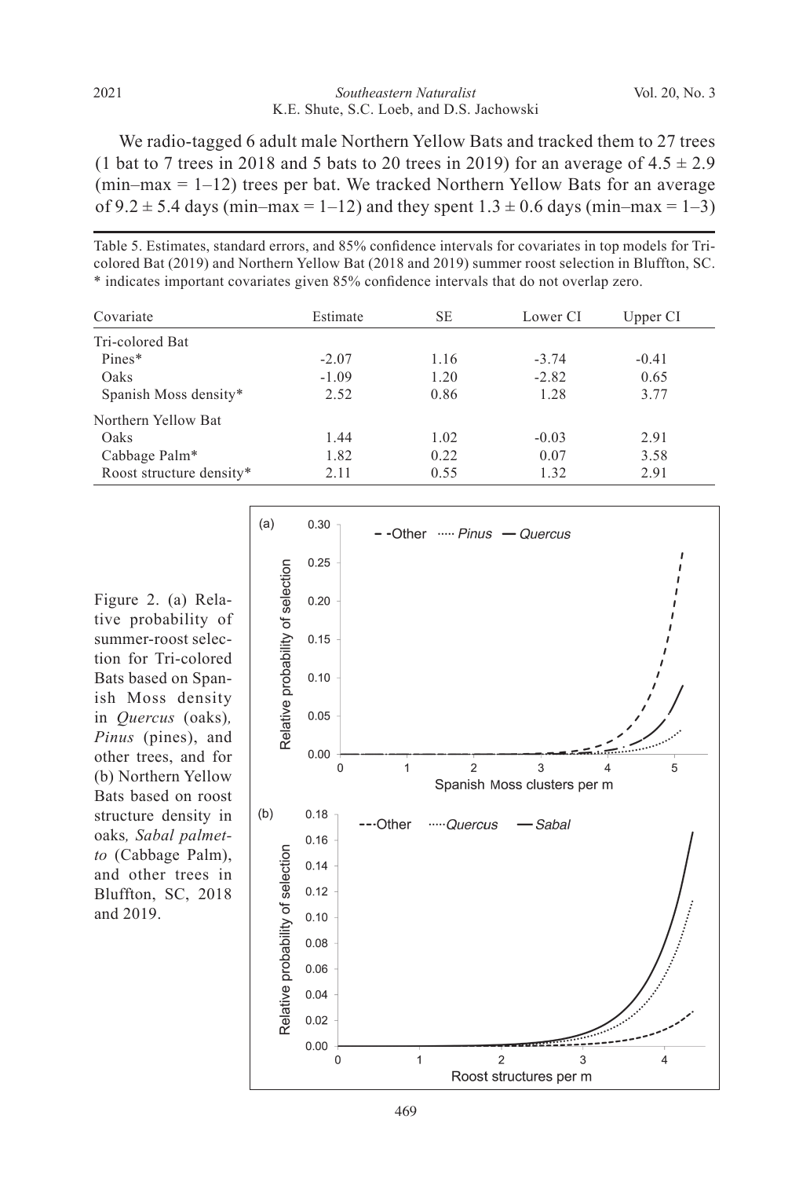We radio-tagged 6 adult male Northern Yellow Bats and tracked them to 27 trees (1 bat to 7 trees in 2018 and 5 bats to 20 trees in 2019) for an average of 4.5 ± 2.9 (min–max = 1–12) trees per bat. We tracked Northern Yellow Bats for an average of 9.2 ± 5.4 days (min–max = 1–12) and they spent 1.3 ± 0.6 days (min–max = 1–3)

Table 5. Estimates, standard errors, and 85% confidence intervals for covariates in top models for Tri-colored Bat (2019) and Northern Yellow Bat (2018 and 2019) summer roost selection in Bluffton, SC. * indicates important covariates given 85% confidence intervals that do not overlap zero.

| Covariate | Estimate | SE | Lower CI | Upper CI |
|---|---|---|---|---|
| Tri-colored Bat | | | | |
| Pines* | -2.07 | 1.16 | -3.74 | -0.41 |
| Oaks | -1.09 | 1.20 | -2.82 | 0.65 |
| Spanish Moss density* | 2.52 | 0.86 | 1.28 | 3.77 |
| Northern Yellow Bat | | | | |
| Oaks | 1.44 | 1.02 | -0.03 | 2.91 |
| Cabbage Palm* | 1.82 | 0.22 | 0.07 | 3.58 |
| Roost structure density* | 2.11 | 0.55 | 1.32 | 2.91 |

Figure 2. (a) Relative probability of summer-roost selection for Tri-colored Bats based on Spanish Moss density in *Quercus* (oaks), *Pinus* (pines), and other trees, and for (b) Northern Yellow Bats based on roost structure density in oaks, *Sabal palmetto* (Cabbage Palm), and other trees in Bluffton, SC, 2018 and 2019.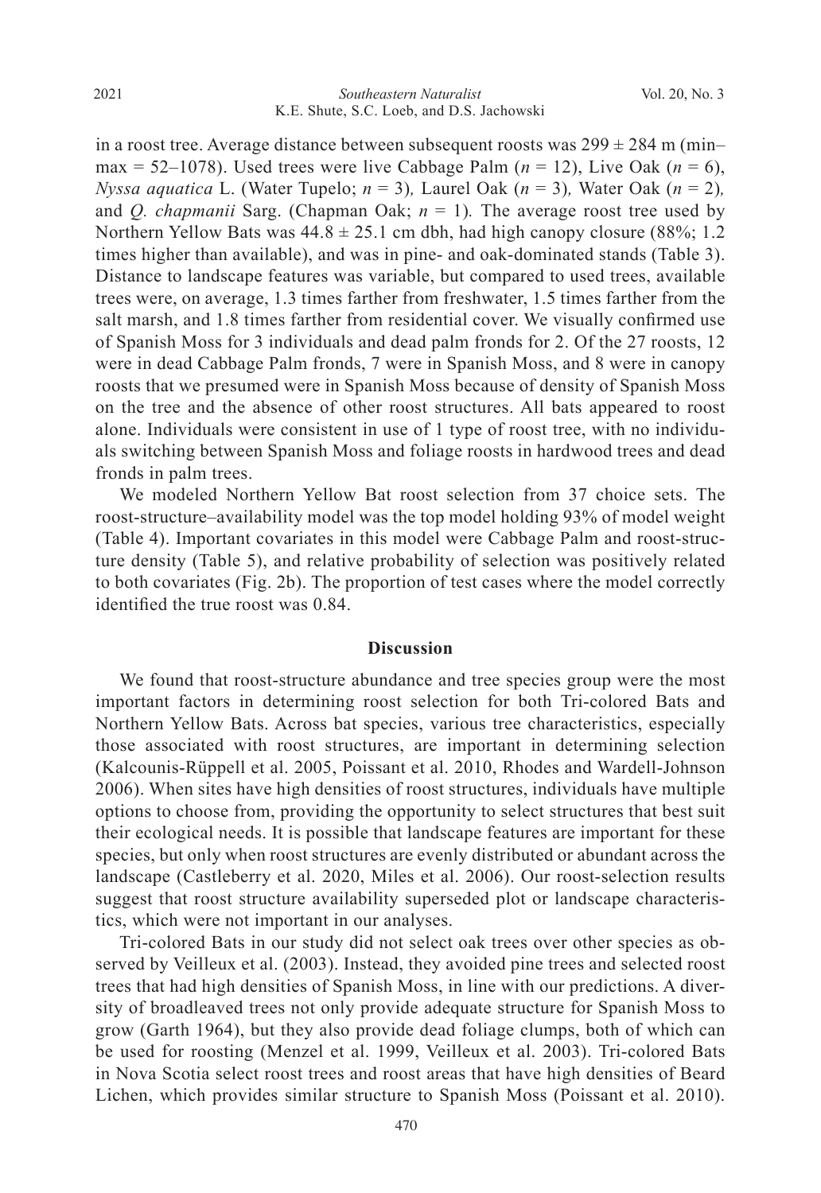in a roost tree. Average distance between subsequent roosts was 299 ± 284 m (min–max = 52–1078). Used trees were live Cabbage Palm ($n$ = 12), Live Oak ($n$ = 6), *Nyssa aquatica* L. (Water Tupelo; $n$ = 3), Laurel Oak ($n$ = 3), Water Oak ($n$ = 2), and *Q. chapmanii* Sarg. (Chapman Oak; $n$ = 1). The average roost tree used by Northern Yellow Bats was 44.8 ± 25.1 cm dbh, had high canopy closure (88%; 1.2 times higher than available), and was in pine- and oak-dominated stands (Table 3). Distance to landscape features was variable, but compared to used trees, available trees were, on average, 1.3 times farther from freshwater, 1.5 times farther from the salt marsh, and 1.8 times farther from residential cover. We visually confirmed use of Spanish Moss for 3 individuals and dead palm fronds for 2. Of the 27 roosts, 12 were in dead Cabbage Palm fronds, 7 were in Spanish Moss, and 8 were in canopy roosts that we presumed were in Spanish Moss because of density of Spanish Moss on the tree and the absence of other roost structures. All bats appeared to roost alone. Individuals were consistent in use of 1 type of roost tree, with no individuals switching between Spanish Moss and foliage roosts in hardwood trees and dead fronds in palm trees.

We modeled Northern Yellow Bat roost selection from 37 choice sets. The roost-structure–availability model was the top model holding 93% of model weight (Table 4). Important covariates in this model were Cabbage Palm and roost-structure density (Table 5), and relative probability of selection was positively related to both covariates (Fig. 2b). The proportion of test cases where the model correctly identified the true roost was 0.84.

## Discussion

We found that roost-structure abundance and tree species group were the most important factors in determining roost selection for both Tri-colored Bats and Northern Yellow Bats. Across bat species, various tree characteristics, especially those associated with roost structures, are important in determining selection (Kalcounis-Rüppell et al. 2005, Poissant et al. 2010, Rhodes and Wardell-Johnson 2006). When sites have high densities of roost structures, individuals have multiple options to choose from, providing the opportunity to select structures that best suit their ecological needs. It is possible that landscape features are important for these species, but only when roost structures are evenly distributed or abundant across the landscape (Castleberry et al. 2020, Miles et al. 2006). Our roost-selection results suggest that roost structure availability superseded plot or landscape characteristics, which were not important in our analyses.

Tri-colored Bats in our study did not select oak trees over other species as observed by Veilleux et al. (2003). Instead, they avoided pine trees and selected roost trees that had high densities of Spanish Moss, in line with our predictions. A diversity of broadleaved trees not only provide adequate structure for Spanish Moss to grow (Garth 1964), but they also provide dead foliage clumps, both of which can be used for roosting (Menzel et al. 1999, Veilleux et al. 2003). Tri-colored Bats in Nova Scotia select roost trees and roost areas that have high densities of Beard Lichen, which provides similar structure to Spanish Moss (Poissant et al. 2010).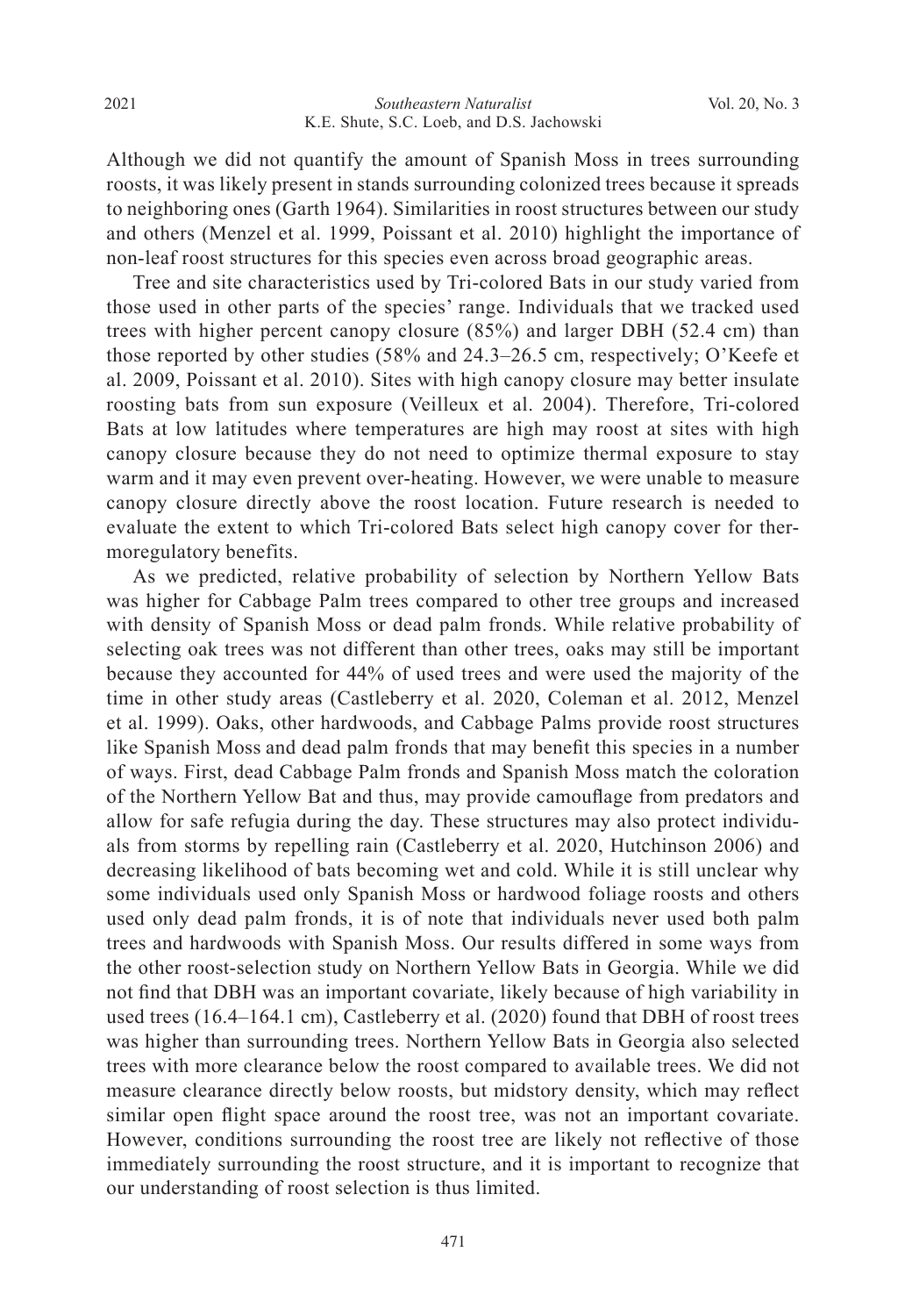Although we did not quantify the amount of Spanish Moss in trees surrounding roosts, it was likely present in stands surrounding colonized trees because it spreads to neighboring ones (Garth 1964). Similarities in roost structures between our study and others (Menzel et al. 1999, Poissant et al. 2010) highlight the importance of non-leaf roost structures for this species even across broad geographic areas.

Tree and site characteristics used by Tri-colored Bats in our study varied from those used in other parts of the species' range. Individuals that we tracked used trees with higher percent canopy closure (85%) and larger DBH (52.4 cm) than those reported by other studies (58% and 24.3–26.5 cm, respectively; O'Keefe et al. 2009, Poissant et al. 2010). Sites with high canopy closure may better insulate roosting bats from sun exposure (Veilleux et al. 2004). Therefore, Tri-colored Bats at low latitudes where temperatures are high may roost at sites with high canopy closure because they do not need to optimize thermal exposure to stay warm and it may even prevent over-heating. However, we were unable to measure canopy closure directly above the roost location. Future research is needed to evaluate the extent to which Tri-colored Bats select high canopy cover for thermoregulatory benefits.

As we predicted, relative probability of selection by Northern Yellow Bats was higher for Cabbage Palm trees compared to other tree groups and increased with density of Spanish Moss or dead palm fronds. While relative probability of selecting oak trees was not different than other trees, oaks may still be important because they accounted for 44% of used trees and were used the majority of the time in other study areas (Castleberry et al. 2020, Coleman et al. 2012, Menzel et al. 1999). Oaks, other hardwoods, and Cabbage Palms provide roost structures like Spanish Moss and dead palm fronds that may benefit this species in a number of ways. First, dead Cabbage Palm fronds and Spanish Moss match the coloration of the Northern Yellow Bat and thus, may provide camouflage from predators and allow for safe refugia during the day. These structures may also protect individuals from storms by repelling rain (Castleberry et al. 2020, Hutchinson 2006) and decreasing likelihood of bats becoming wet and cold. While it is still unclear why some individuals used only Spanish Moss or hardwood foliage roosts and others used only dead palm fronds, it is of note that individuals never used both palm trees and hardwoods with Spanish Moss. Our results differed in some ways from the other roost-selection study on Northern Yellow Bats in Georgia. While we did not find that DBH was an important covariate, likely because of high variability in used trees (16.4–164.1 cm), Castleberry et al. (2020) found that DBH of roost trees was higher than surrounding trees. Northern Yellow Bats in Georgia also selected trees with more clearance below the roost compared to available trees. We did not measure clearance directly below roosts, but midstory density, which may reflect similar open flight space around the roost tree, was not an important covariate. However, conditions surrounding the roost tree are likely not reflective of those immediately surrounding the roost structure, and it is important to recognize that our understanding of roost selection is thus limited.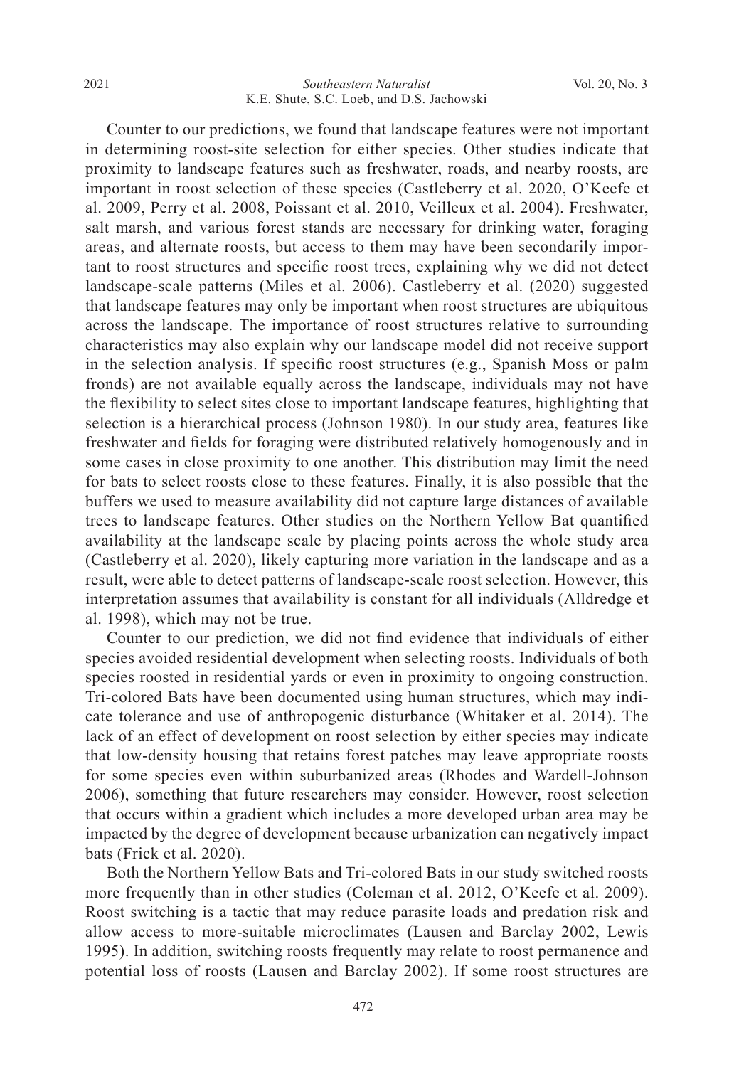Counter to our predictions, we found that landscape features were not important in determining roost-site selection for either species. Other studies indicate that proximity to landscape features such as freshwater, roads, and nearby roosts, are important in roost selection of these species (Castleberry et al. 2020, O'Keefe et al. 2009, Perry et al. 2008, Poissant et al. 2010, Veilleux et al. 2004). Freshwater, salt marsh, and various forest stands are necessary for drinking water, foraging areas, and alternate roosts, but access to them may have been secondarily important to roost structures and specific roost trees, explaining why we did not detect landscape-scale patterns (Miles et al. 2006). Castleberry et al. (2020) suggested that landscape features may only be important when roost structures are ubiquitous across the landscape. The importance of roost structures relative to surrounding characteristics may also explain why our landscape model did not receive support in the selection analysis. If specific roost structures (e.g., Spanish Moss or palm fronds) are not available equally across the landscape, individuals may not have the flexibility to select sites close to important landscape features, highlighting that selection is a hierarchical process (Johnson 1980). In our study area, features like freshwater and fields for foraging were distributed relatively homogenously and in some cases in close proximity to one another. This distribution may limit the need for bats to select roosts close to these features. Finally, it is also possible that the buffers we used to measure availability did not capture large distances of available trees to landscape features. Other studies on the Northern Yellow Bat quantified availability at the landscape scale by placing points across the whole study area (Castleberry et al. 2020), likely capturing more variation in the landscape and as a result, were able to detect patterns of landscape-scale roost selection. However, this interpretation assumes that availability is constant for all individuals (Alldredge et al. 1998), which may not be true.

Counter to our prediction, we did not find evidence that individuals of either species avoided residential development when selecting roosts. Individuals of both species roosted in residential yards or even in proximity to ongoing construction. Tri-colored Bats have been documented using human structures, which may indicate tolerance and use of anthropogenic disturbance (Whitaker et al. 2014). The lack of an effect of development on roost selection by either species may indicate that low-density housing that retains forest patches may leave appropriate roosts for some species even within suburbanized areas (Rhodes and Wardell-Johnson 2006), something that future researchers may consider. However, roost selection that occurs within a gradient which includes a more developed urban area may be impacted by the degree of development because urbanization can negatively impact bats (Frick et al. 2020).

Both the Northern Yellow Bats and Tri-colored Bats in our study switched roosts more frequently than in other studies (Coleman et al. 2012, O'Keefe et al. 2009). Roost switching is a tactic that may reduce parasite loads and predation risk and allow access to more-suitable microclimates (Lausen and Barclay 2002, Lewis 1995). In addition, switching roosts frequently may relate to roost permanence and potential loss of roosts (Lausen and Barclay 2002). If some roost structures are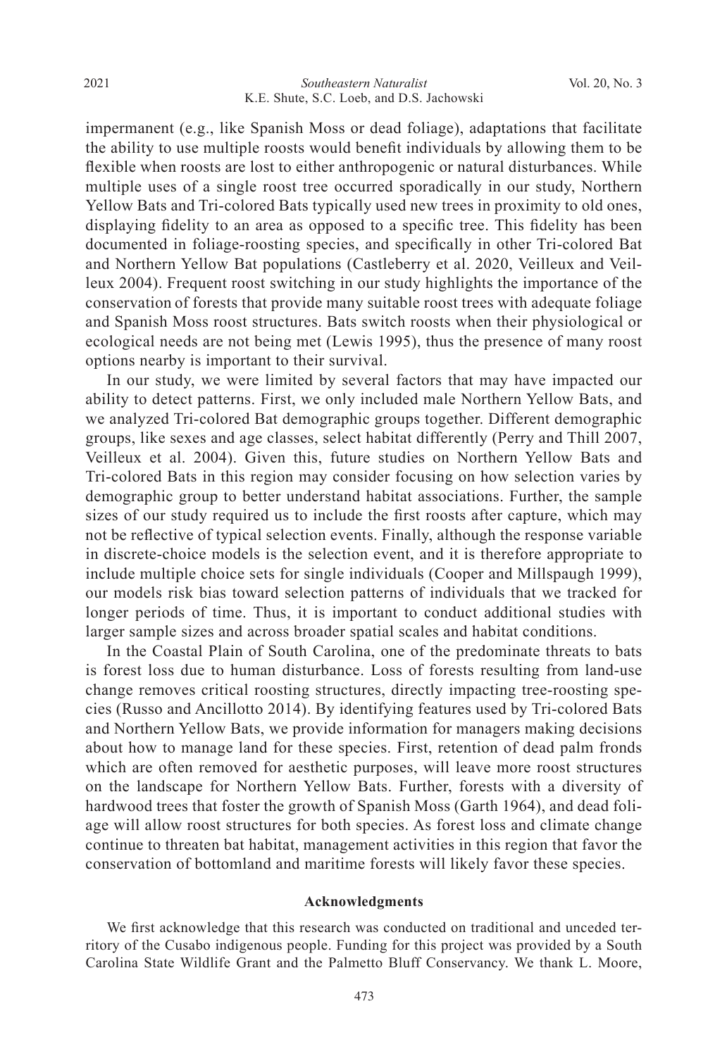impermanent (e.g., like Spanish Moss or dead foliage), adaptations that facilitate the ability to use multiple roosts would benefit individuals by allowing them to be flexible when roosts are lost to either anthropogenic or natural disturbances. While multiple uses of a single roost tree occurred sporadically in our study, Northern Yellow Bats and Tri-colored Bats typically used new trees in proximity to old ones, displaying fidelity to an area as opposed to a specific tree. This fidelity has been documented in foliage-roosting species, and specifically in other Tri-colored Bat and Northern Yellow Bat populations (Castleberry et al. 2020, Veilleux and Veilleux 2004). Frequent roost switching in our study highlights the importance of the conservation of forests that provide many suitable roost trees with adequate foliage and Spanish Moss roost structures. Bats switch roosts when their physiological or ecological needs are not being met (Lewis 1995), thus the presence of many roost options nearby is important to their survival.

In our study, we were limited by several factors that may have impacted our ability to detect patterns. First, we only included male Northern Yellow Bats, and we analyzed Tri-colored Bat demographic groups together. Different demographic groups, like sexes and age classes, select habitat differently (Perry and Thill 2007, Veilleux et al. 2004). Given this, future studies on Northern Yellow Bats and Tri-colored Bats in this region may consider focusing on how selection varies by demographic group to better understand habitat associations. Further, the sample sizes of our study required us to include the first roosts after capture, which may not be reflective of typical selection events. Finally, although the response variable in discrete-choice models is the selection event, and it is therefore appropriate to include multiple choice sets for single individuals (Cooper and Millspaugh 1999), our models risk bias toward selection patterns of individuals that we tracked for longer periods of time. Thus, it is important to conduct additional studies with larger sample sizes and across broader spatial scales and habitat conditions.

In the Coastal Plain of South Carolina, one of the predominate threats to bats is forest loss due to human disturbance. Loss of forests resulting from land-use change removes critical roosting structures, directly impacting tree-roosting species (Russo and Ancillotto 2014). By identifying features used by Tri-colored Bats and Northern Yellow Bats, we provide information for managers making decisions about how to manage land for these species. First, retention of dead palm fronds which are often removed for aesthetic purposes, will leave more roost structures on the landscape for Northern Yellow Bats. Further, forests with a diversity of hardwood trees that foster the growth of Spanish Moss (Garth 1964), and dead foliage will allow roost structures for both species. As forest loss and climate change continue to threaten bat habitat, management activities in this region that favor the conservation of bottomland and maritime forests will likely favor these species.

## Acknowledgments

We first acknowledge that this research was conducted on traditional and unceded territory of the Cusabo indigenous people. Funding for this project was provided by a South Carolina State Wildlife Grant and the Palmetto Bluff Conservancy. We thank L. Moore,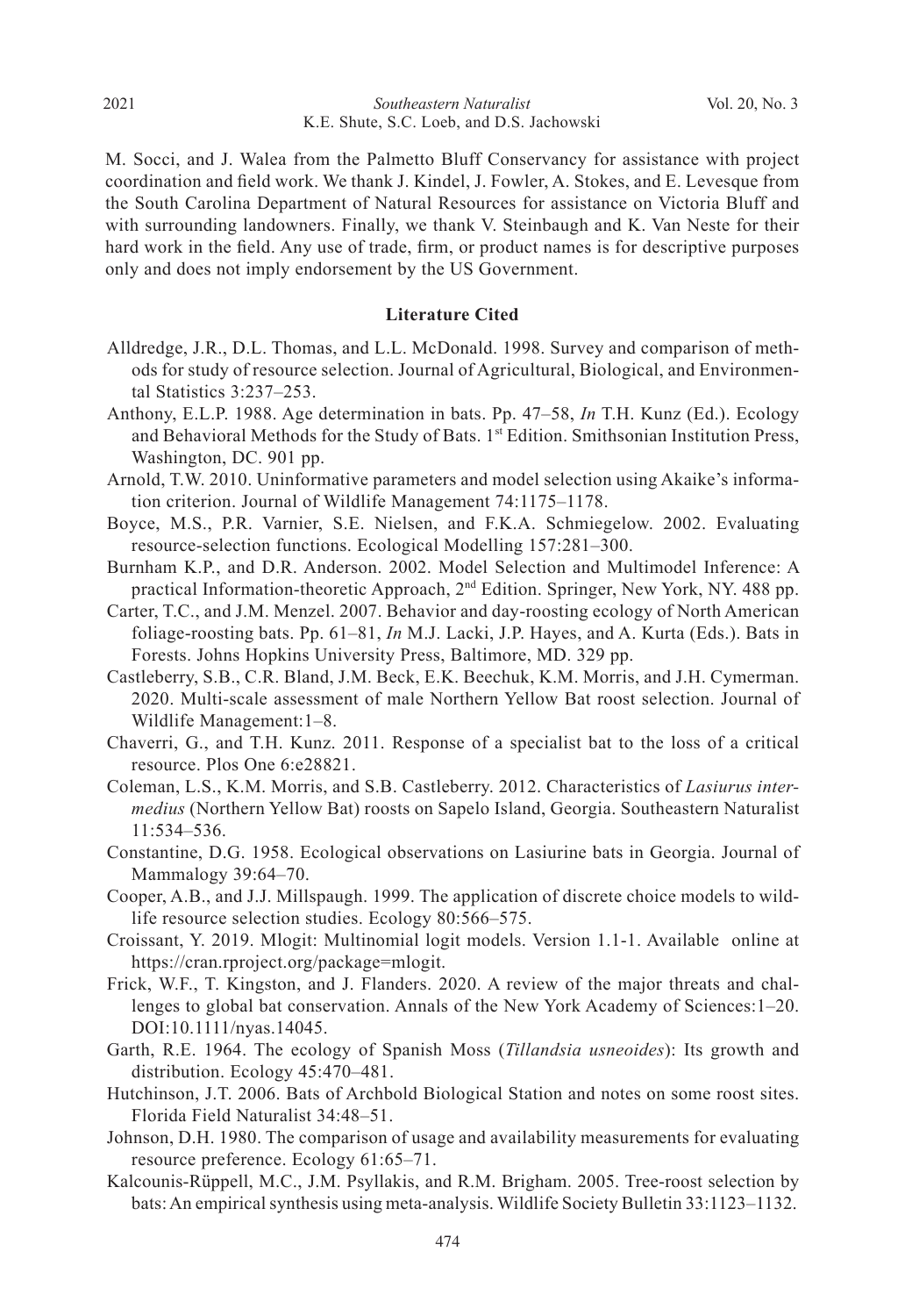M. Socci, and J. Walea from the Palmetto Bluff Conservancy for assistance with project coordination and field work. We thank J. Kindel, J. Fowler, A. Stokes, and E. Levesque from the South Carolina Department of Natural Resources for assistance on Victoria Bluff and with surrounding landowners. Finally, we thank V. Steinbaugh and K. Van Neste for their hard work in the field. Any use of trade, firm, or product names is for descriptive purposes only and does not imply endorsement by the US Government.

## Literature Cited

Alldredge, J.R., D.L. Thomas, and L.L. McDonald. 1998. Survey and comparison of methods for study of resource selection. Journal of Agricultural, Biological, and Environmental Statistics 3:237–253.

Anthony, E.L.P. 1988. Age determination in bats. Pp. 47–58, *In* T.H. Kunz (Ed.). Ecology and Behavioral Methods for the Study of Bats. 1st Edition. Smithsonian Institution Press, Washington, DC. 901 pp.

Arnold, T.W. 2010. Uninformative parameters and model selection using Akaike's information criterion. Journal of Wildlife Management 74:1175–1178.

Boyce, M.S., P.R. Varnier, S.E. Nielsen, and F.K.A. Schmiegelow. 2002. Evaluating resource-selection functions. Ecological Modelling 157:281–300.

Burnham K.P., and D.R. Anderson. 2002. Model Selection and Multimodel Inference: A practical Information-theoretic Approach, 2nd Edition. Springer, New York, NY. 488 pp.

Carter, T.C., and J.M. Menzel. 2007. Behavior and day-roosting ecology of North American foliage-roosting bats. Pp. 61–81, *In* M.J. Lacki, J.P. Hayes, and A. Kurta (Eds.). Bats in Forests. Johns Hopkins University Press, Baltimore, MD. 329 pp.

Castleberry, S.B., C.R. Bland, J.M. Beck, E.K. Beechuk, K.M. Morris, and J.H. Cymerman. 2020. Multi-scale assessment of male Northern Yellow Bat roost selection. Journal of Wildlife Management:1–8.

Chaverri, G., and T.H. Kunz. 2011. Response of a specialist bat to the loss of a critical resource. Plos One 6:e28821.

Coleman, L.S., K.M. Morris, and S.B. Castleberry. 2012. Characteristics of *Lasiurus intermedius* (Northern Yellow Bat) roosts on Sapelo Island, Georgia. Southeastern Naturalist 11:534–536.

Constantine, D.G. 1958. Ecological observations on Lasiurine bats in Georgia. Journal of Mammalogy 39:64–70.

Cooper, A.B., and J.J. Millspaugh. 1999. The application of discrete choice models to wildlife resource selection studies. Ecology 80:566–575.

Croissant, Y. 2019. Mlogit: Multinomial logit models. Version 1.1-1. Available online at https://cran.rproject.org/package=mlogit.

Frick, W.F., T. Kingston, and J. Flanders. 2020. A review of the major threats and challenges to global bat conservation. Annals of the New York Academy of Sciences:1–20. DOI:10.1111/nyas.14045.

Garth, R.E. 1964. The ecology of Spanish Moss (*Tillandsia usneoides*): Its growth and distribution. Ecology 45:470–481.

Hutchinson, J.T. 2006. Bats of Archbold Biological Station and notes on some roost sites. Florida Field Naturalist 34:48–51.

Johnson, D.H. 1980. The comparison of usage and availability measurements for evaluating resource preference. Ecology 61:65–71.

Kalcounis-Rüppell, M.C., J.M. Psyllakis, and R.M. Brigham. 2005. Tree-roost selection by bats: An empirical synthesis using meta-analysis. Wildlife Society Bulletin 33:1123–1132.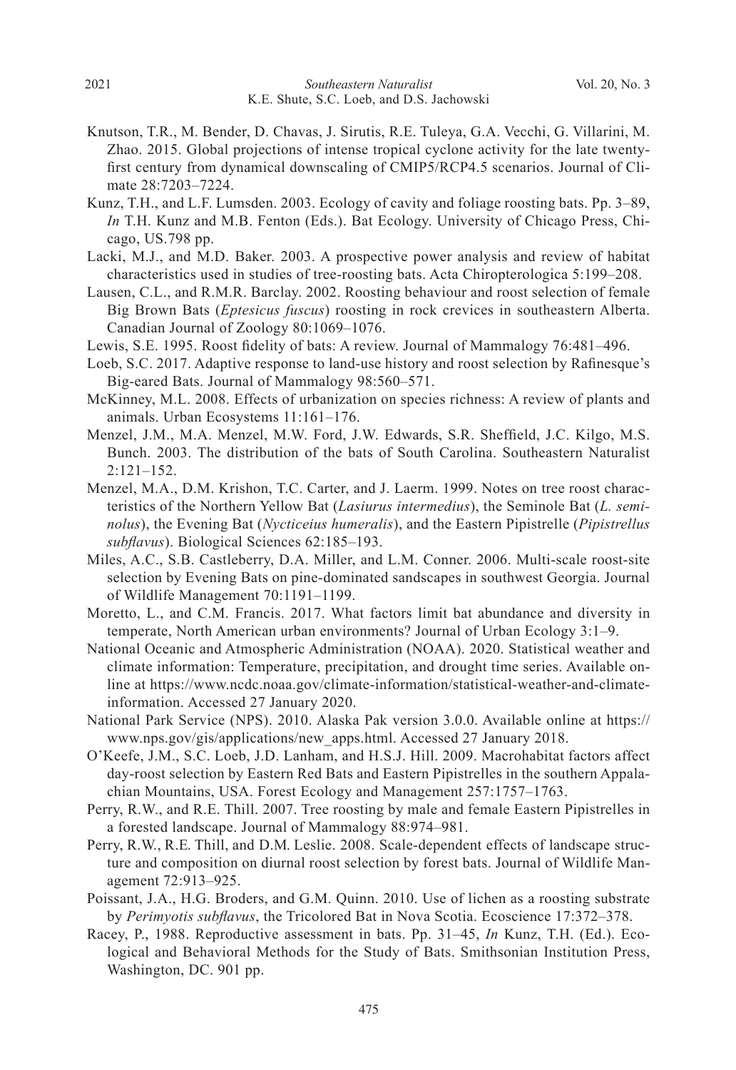Knutson, T.R., M. Bender, D. Chavas, J. Sirutis, R.E. Tuleya, G.A. Vecchi, G. Villarini, M. Zhao. 2015. Global projections of intense tropical cyclone activity for the late twenty-first century from dynamical downscaling of CMIP5/RCP4.5 scenarios. Journal of Climate 28:7203–7224.

Kunz, T.H., and L.F. Lumsden. 2003. Ecology of cavity and foliage roosting bats. Pp. 3–89, *In* T.H. Kunz and M.B. Fenton (Eds.). Bat Ecology. University of Chicago Press, Chicago, US.798 pp.

Lacki, M.J., and M.D. Baker. 2003. A prospective power analysis and review of habitat characteristics used in studies of tree-roosting bats. Acta Chiropterologica 5:199–208.

Lausen, C.L., and R.M.R. Barclay. 2002. Roosting behaviour and roost selection of female Big Brown Bats (*Eptesicus fuscus*) roosting in rock crevices in southeastern Alberta. Canadian Journal of Zoology 80:1069–1076.

Lewis, S.E. 1995. Roost fidelity of bats: A review. Journal of Mammalogy 76:481–496.

Loeb, S.C. 2017. Adaptive response to land-use history and roost selection by Rafinesque's Big-eared Bats. Journal of Mammalogy 98:560–571.

McKinney, M.L. 2008. Effects of urbanization on species richness: A review of plants and animals. Urban Ecosystems 11:161–176.

Menzel, J.M., M.A. Menzel, M.W. Ford, J.W. Edwards, S.R. Sheffield, J.C. Kilgo, M.S. Bunch. 2003. The distribution of the bats of South Carolina. Southeastern Naturalist 2:121–152.

Menzel, M.A., D.M. Krishon, T.C. Carter, and J. Laerm. 1999. Notes on tree roost characteristics of the Northern Yellow Bat (*Lasiurus intermedius*), the Seminole Bat (*L. seminolus*), the Evening Bat (*Nycticeius humeralis*), and the Eastern Pipistrelle (*Pipistrellus subflavus*). Biological Sciences 62:185–193.

Miles, A.C., S.B. Castleberry, D.A. Miller, and L.M. Conner. 2006. Multi-scale roost-site selection by Evening Bats on pine-dominated sandscapes in southwest Georgia. Journal of Wildlife Management 70:1191–1199.

Moretto, L., and C.M. Francis. 2017. What factors limit bat abundance and diversity in temperate, North American urban environments? Journal of Urban Ecology 3:1–9.

National Oceanic and Atmospheric Administration (NOAA). 2020. Statistical weather and climate information: Temperature, precipitation, and drought time series. Available online at https://www.ncdc.noaa.gov/climate-information/statistical-weather-and-climate-information. Accessed 27 January 2020.

National Park Service (NPS). 2010. Alaska Pak version 3.0.0. Available online at https://www.nps.gov/gis/applications/new_apps.html. Accessed 27 January 2018.

O'Keefe, J.M., S.C. Loeb, J.D. Lanham, and H.S.J. Hill. 2009. Macrohabitat factors affect day-roost selection by Eastern Red Bats and Eastern Pipistrelles in the southern Appalachian Mountains, USA. Forest Ecology and Management 257:1757–1763.

Perry, R.W., and R.E. Thill. 2007. Tree roosting by male and female Eastern Pipistrelles in a forested landscape. Journal of Mammalogy 88:974–981.

Perry, R.W., R.E. Thill, and D.M. Leslie. 2008. Scale-dependent effects of landscape structure and composition on diurnal roost selection by forest bats. Journal of Wildlife Management 72:913–925.

Poissant, J.A., H.G. Broders, and G.M. Quinn. 2010. Use of lichen as a roosting substrate by *Perimyotis subflavus*, the Tricolored Bat in Nova Scotia. Ecoscience 17:372–378.

Racey, P., 1988. Reproductive assessment in bats. Pp. 31–45, *In* Kunz, T.H. (Ed.). Ecological and Behavioral Methods for the Study of Bats. Smithsonian Institution Press, Washington, DC. 901 pp.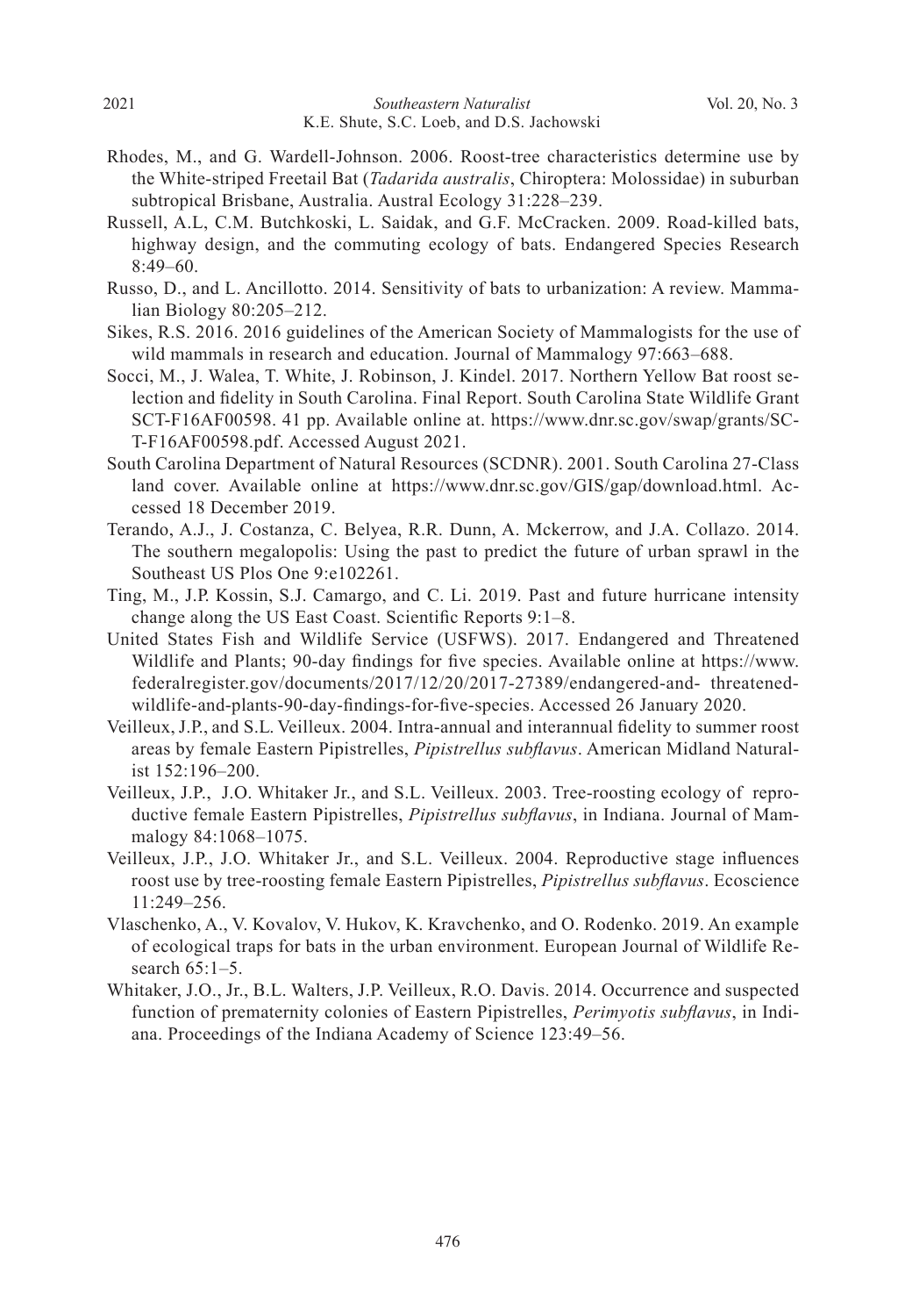Rhodes, M., and G. Wardell-Johnson. 2006. Roost-tree characteristics determine use by the White-striped Freetail Bat (*Tadarida australis*, Chiroptera: Molossidae) in suburban subtropical Brisbane, Australia. Austral Ecology 31:228–239.

Russell, A.L, C.M. Butchkoski, L. Saidak, and G.F. McCracken. 2009. Road-killed bats, highway design, and the commuting ecology of bats. Endangered Species Research 8:49–60.

Russo, D., and L. Ancillotto. 2014. Sensitivity of bats to urbanization: A review. Mammalian Biology 80:205–212.

Sikes, R.S. 2016. 2016 guidelines of the American Society of Mammalogists for the use of wild mammals in research and education. Journal of Mammalogy 97:663–688.

Socci, M., J. Walea, T. White, J. Robinson, J. Kindel. 2017. Northern Yellow Bat roost selection and fidelity in South Carolina. Final Report. South Carolina State Wildlife Grant SCT-F16AF00598. 41 pp. Available online at. https://www.dnr.sc.gov/swap/grants/SCT-F16AF00598.pdf. Accessed August 2021.

South Carolina Department of Natural Resources (SCDNR). 2001. South Carolina 27-Class land cover. Available online at https://www.dnr.sc.gov/GIS/gap/download.html. Accessed 18 December 2019.

Terando, A.J., J. Costanza, C. Belyea, R.R. Dunn, A. Mckerrow, and J.A. Collazo. 2014. The southern megalopolis: Using the past to predict the future of urban sprawl in the Southeast US Plos One 9:e102261.

Ting, M., J.P. Kossin, S.J. Camargo, and C. Li. 2019. Past and future hurricane intensity change along the US East Coast. Scientific Reports 9:1–8.

United States Fish and Wildlife Service (USFWS). 2017. Endangered and Threatened Wildlife and Plants; 90-day findings for five species. Available online at https://www.federalregister.gov/documents/2017/12/20/2017-27389/endangered-and- threatened-wildlife-and-plants-90-day-findings-for-five-species. Accessed 26 January 2020.

Veilleux, J.P., and S.L. Veilleux. 2004. Intra-annual and interannual fidelity to summer roost areas by female Eastern Pipistrelles, *Pipistrellus subflavus*. American Midland Naturalist 152:196–200.

Veilleux, J.P., J.O. Whitaker Jr., and S.L. Veilleux. 2003. Tree-roosting ecology of reproductive female Eastern Pipistrelles, *Pipistrellus subflavus*, in Indiana. Journal of Mammalogy 84:1068–1075.

Veilleux, J.P., J.O. Whitaker Jr., and S.L. Veilleux. 2004. Reproductive stage influences roost use by tree-roosting female Eastern Pipistrelles, *Pipistrellus subflavus*. Ecoscience 11:249–256.

Vlaschenko, A., V. Kovalov, V. Hukov, K. Kravchenko, and O. Rodenko. 2019. An example of ecological traps for bats in the urban environment. European Journal of Wildlife Research 65:1–5.

Whitaker, J.O., Jr., B.L. Walters, J.P. Veilleux, R.O. Davis. 2014. Occurrence and suspected function of prematernity colonies of Eastern Pipistrelles, *Perimyotis subflavus*, in Indiana. Proceedings of the Indiana Academy of Science 123:49–56.